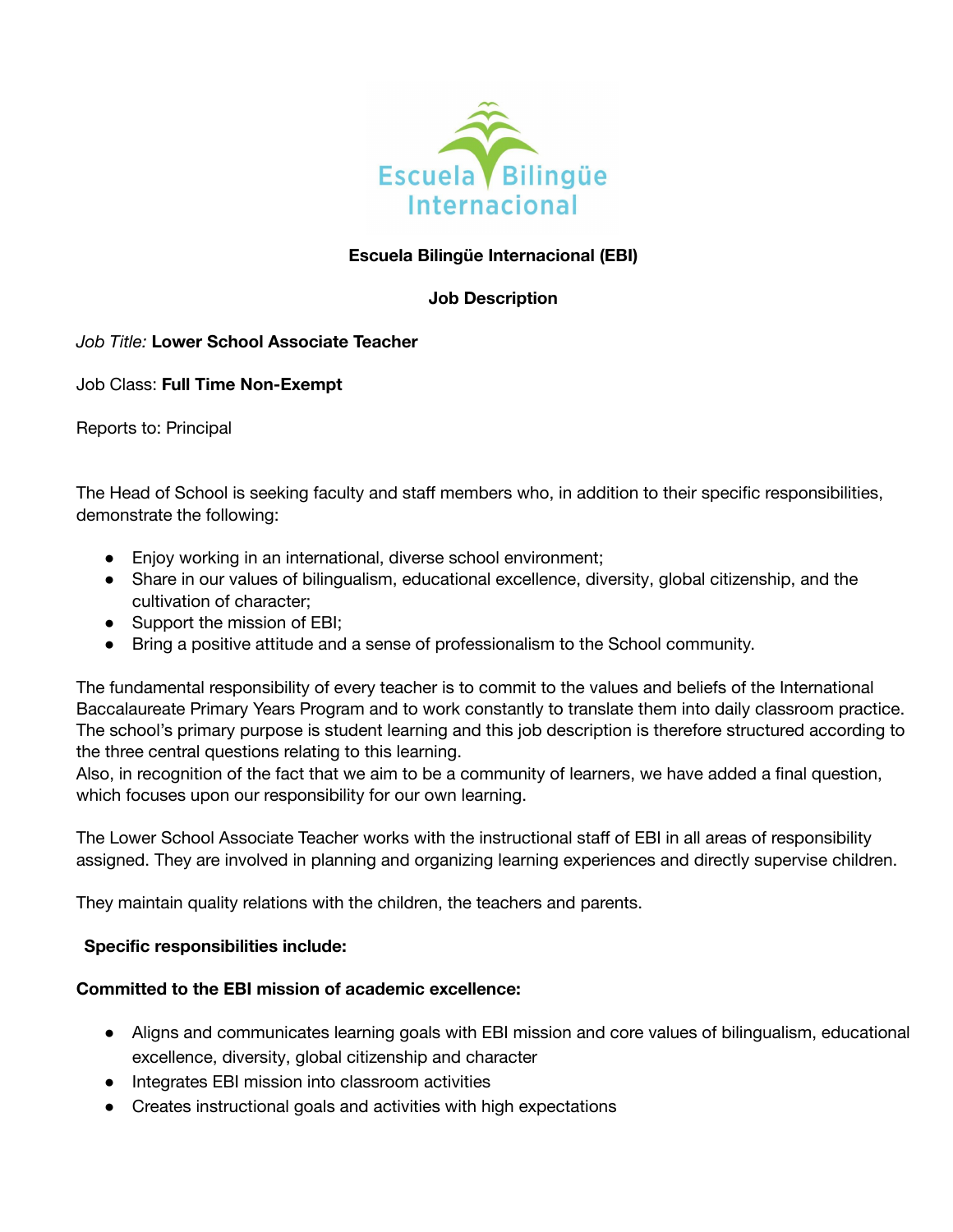# Escuela Bilingüe Internacional (EBI)

## Job Description

*Job Title:* **Lower School Associate Teacher**

Job Class: **Full Time Non-Exempt**

Reports to: Principal

The Head of School is seeking faculty and staff members who, in addition to their specific responsibilities, demonstrate the following:

- Enjoy working in an international, diverse school environment;
- Share in our values of bilingualism, educational excellence, diversity, global citizenship, and the cultivation of character;
- Support the mission of EBI;
- Bring a positive attitude and a sense of professionalism to the School community.

The fundamental responsibility of every teacher is to commit to the values and beliefs of the International Baccalaureate Primary Years Program and to work constantly to translate them into daily classroom practice. The school's primary purpose is student learning and this job description is therefore structured according to the three central questions relating to this learning.
Also, in recognition of the fact that we aim to be a community of learners, we have added a final question, which focuses upon our responsibility for our own learning.

The Lower School Associate Teacher works with the instructional staff of EBI in all areas of responsibility assigned. They are involved in planning and organizing learning experiences and directly supervise children.

They maintain quality relations with the children, the teachers and parents.

**Specific responsibilities include:**

**Committed to the EBI mission of academic excellence:**

- Aligns and communicates learning goals with EBI mission and core values of bilingualism, educational excellence, diversity, global citizenship and character
- Integrates EBI mission into classroom activities
- Creates instructional goals and activities with high expectations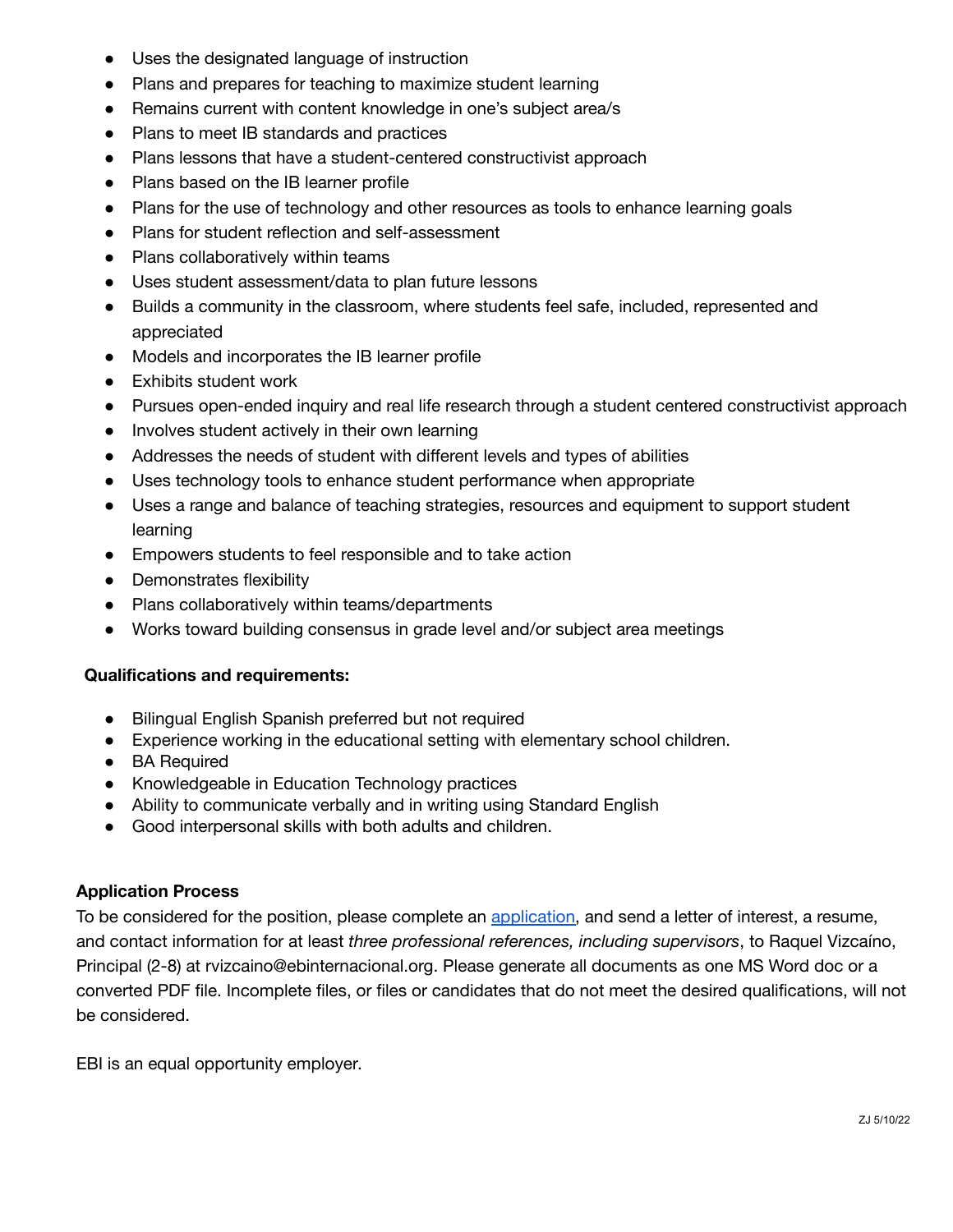- Uses the designated language of instruction
- Plans and prepares for teaching to maximize student learning
- Remains current with content knowledge in one's subject area/s
- Plans to meet IB standards and practices
- Plans lessons that have a student-centered constructivist approach
- Plans based on the IB learner profile
- Plans for the use of technology and other resources as tools to enhance learning goals
- Plans for student reflection and self-assessment
- Plans collaboratively within teams
- Uses student assessment/data to plan future lessons
- Builds a community in the classroom, where students feel safe, included, represented and appreciated
- Models and incorporates the IB learner profile
- Exhibits student work
- Pursues open-ended inquiry and real life research through a student centered constructivist approach
- Involves student actively in their own learning
- Addresses the needs of student with different levels and types of abilities
- Uses technology tools to enhance student performance when appropriate
- Uses a range and balance of teaching strategies, resources and equipment to support student learning
- Empowers students to feel responsible and to take action
- Demonstrates flexibility
- Plans collaboratively within teams/departments
- Works toward building consensus in grade level and/or subject area meetings

**Qualifications and requirements:**

- Bilingual English Spanish preferred but not required
- Experience working in the educational setting with elementary school children.
- BA Required
- Knowledgeable in Education Technology practices
- Ability to communicate verbally and in writing using Standard English
- Good interpersonal skills with both adults and children.

**Application Process**

To be considered for the position, please complete an application, and send a letter of interest, a resume, and contact information for at least *three professional references, including supervisors*, to Raquel Vizcaíno, Principal (2-8) at rvizcaino@ebinternacional.org. Please generate all documents as one MS Word doc or a converted PDF file. Incomplete files, or files or candidates that do not meet the desired qualifications, will not be considered.

EBI is an equal opportunity employer.

ZJ 5/10/22